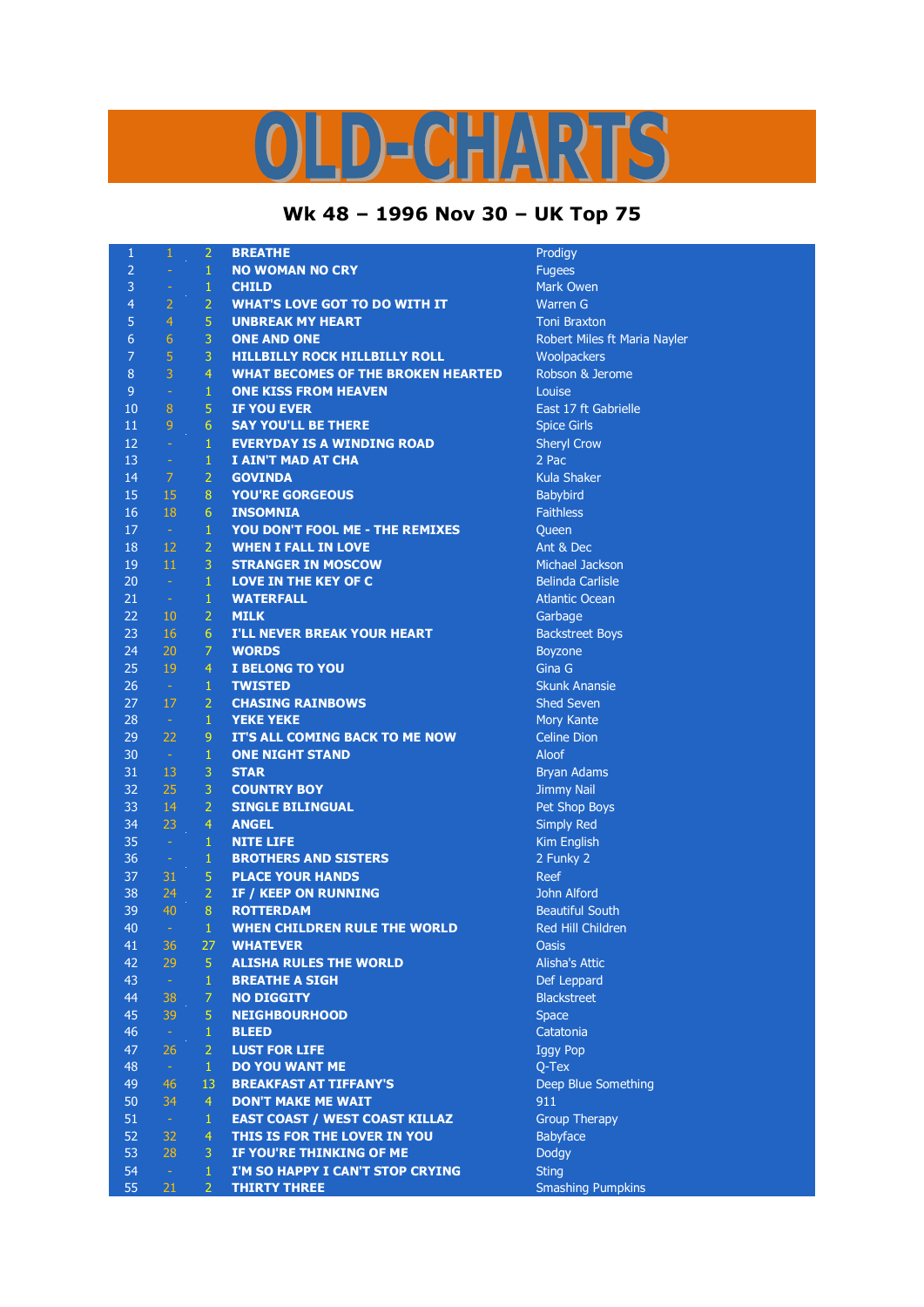# OLD-CHARTS

## Wk 48 – 1996 Nov 30 – UK Top 75

| | | | | |
|---|---|---|---|---|
| 1 | 1 | 2 | **BREATHE** | Prodigy |
| 2 | - | 1 | **NO WOMAN NO CRY** | Fugees |
| 3 | - | 1 | **CHILD** | Mark Owen |
| 4 | 2 | 2 | **WHAT'S LOVE GOT TO DO WITH IT** | Warren G |
| 5 | 4 | 5 | **UNBREAK MY HEART** | Toni Braxton |
| 6 | 6 | 3 | **ONE AND ONE** | Robert Miles ft Maria Nayler |
| 7 | 5 | 3 | **HILLBILLY ROCK HILLBILLY ROLL** | Woolpackers |
| 8 | 3 | 4 | **WHAT BECOMES OF THE BROKEN HEARTED** | Robson & Jerome |
| 9 | - | 1 | **ONE KISS FROM HEAVEN** | Louise |
| 10 | 8 | 5 | **IF YOU EVER** | East 17 ft Gabrielle |
| 11 | 9 | 6 | **SAY YOU'LL BE THERE** | Spice Girls |
| 12 | - | 1 | **EVERYDAY IS A WINDING ROAD** | Sheryl Crow |
| 13 | - | 1 | **I AIN'T MAD AT CHA** | 2 Pac |
| 14 | 7 | 2 | **GOVINDA** | Kula Shaker |
| 15 | 15 | 8 | **YOU'RE GORGEOUS** | Babybird |
| 16 | 18 | 6 | **INSOMNIA** | Faithless |
| 17 | - | 1 | **YOU DON'T FOOL ME - THE REMIXES** | Queen |
| 18 | 12 | 2 | **WHEN I FALL IN LOVE** | Ant & Dec |
| 19 | 11 | 3 | **STRANGER IN MOSCOW** | Michael Jackson |
| 20 | - | 1 | **LOVE IN THE KEY OF C** | Belinda Carlisle |
| 21 | - | 1 | **WATERFALL** | Atlantic Ocean |
| 22 | 10 | 2 | **MILK** | Garbage |
| 23 | 16 | 6 | **I'LL NEVER BREAK YOUR HEART** | Backstreet Boys |
| 24 | 20 | 7 | **WORDS** | Boyzone |
| 25 | 19 | 4 | **I BELONG TO YOU** | Gina G |
| 26 | - | 1 | **TWISTED** | Skunk Anansie |
| 27 | 17 | 2 | **CHASING RAINBOWS** | Shed Seven |
| 28 | - | 1 | **YEKE YEKE** | Mory Kante |
| 29 | 22 | 9 | **IT'S ALL COMING BACK TO ME NOW** | Celine Dion |
| 30 | - | 1 | **ONE NIGHT STAND** | Aloof |
| 31 | 13 | 3 | **STAR** | Bryan Adams |
| 32 | 25 | 3 | **COUNTRY BOY** | Jimmy Nail |
| 33 | 14 | 2 | **SINGLE BILINGUAL** | Pet Shop Boys |
| 34 | 23 | 4 | **ANGEL** | Simply Red |
| 35 | - | 1 | **NITE LIFE** | Kim English |
| 36 | - | 1 | **BROTHERS AND SISTERS** | 2 Funky 2 |
| 37 | 31 | 5 | **PLACE YOUR HANDS** | Reef |
| 38 | 24 | 2 | **IF / KEEP ON RUNNING** | John Alford |
| 39 | 40 | 8 | **ROTTERDAM** | Beautiful South |
| 40 | - | 1 | **WHEN CHILDREN RULE THE WORLD** | Red Hill Children |
| 41 | 36 | 27 | **WHATEVER** | Oasis |
| 42 | 29 | 5 | **ALISHA RULES THE WORLD** | Alisha's Attic |
| 43 | - | 1 | **BREATHE A SIGH** | Def Leppard |
| 44 | 38 | 7 | **NO DIGGITY** | Blackstreet |
| 45 | 39 | 5 | **NEIGHBOURHOOD** | Space |
| 46 | - | 1 | **BLEED** | Catatonia |
| 47 | 26 | 2 | **LUST FOR LIFE** | Iggy Pop |
| 48 | - | 1 | **DO YOU WANT ME** | Q-Tex |
| 49 | 46 | 13 | **BREAKFAST AT TIFFANY'S** | Deep Blue Something |
| 50 | 34 | 4 | **DON'T MAKE ME WAIT** | 911 |
| 51 | - | 1 | **EAST COAST / WEST COAST KILLAZ** | Group Therapy |
| 52 | 32 | 4 | **THIS IS FOR THE LOVER IN YOU** | Babyface |
| 53 | 28 | 3 | **IF YOU'RE THINKING OF ME** | Dodgy |
| 54 | - | 1 | **I'M SO HAPPY I CAN'T STOP CRYING** | Sting |
| 55 | 21 | 2 | **THIRTY THREE** | Smashing Pumpkins |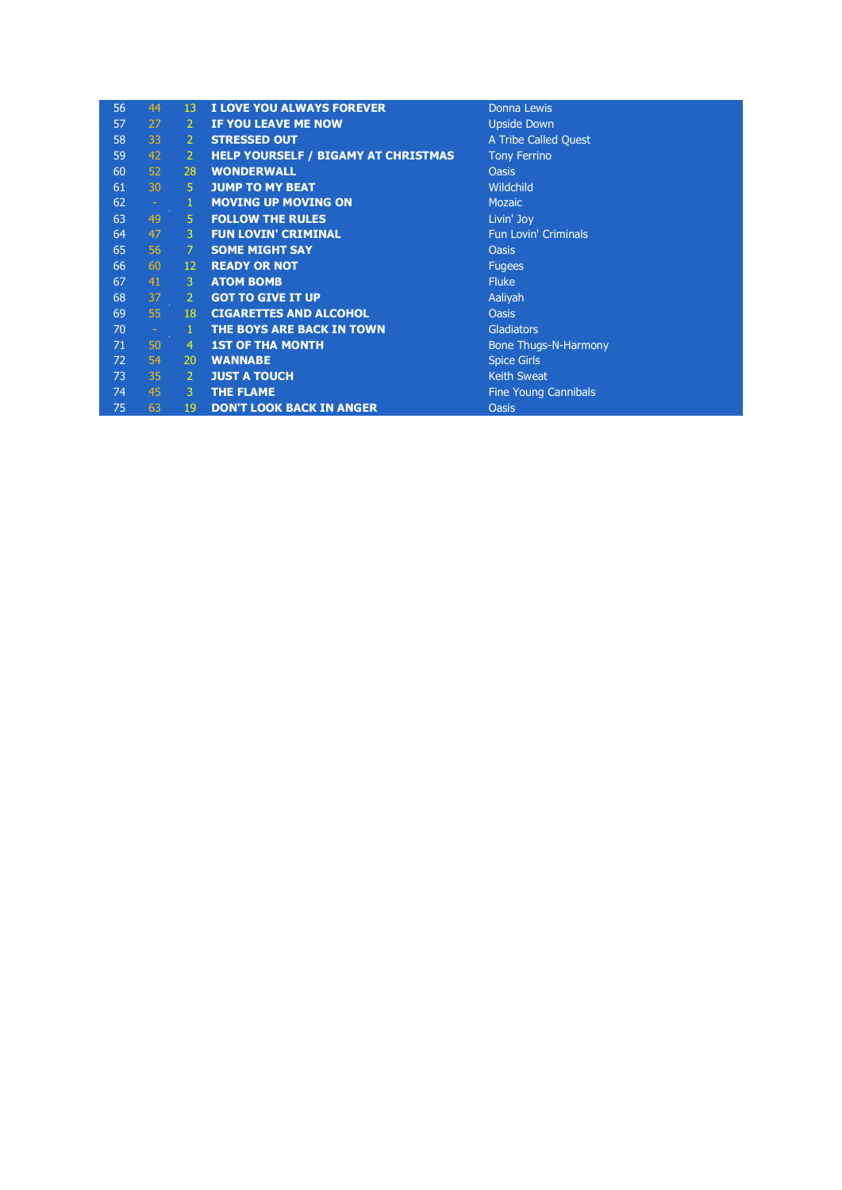| | | | | |
|---|---|---|---|---|
| 56 | 44 | 13 | **I LOVE YOU ALWAYS FOREVER** | Donna Lewis |
| 57 | 27 | 2 | **IF YOU LEAVE ME NOW** | Upside Down |
| 58 | 33 | 2 | **STRESSED OUT** | A Tribe Called Quest |
| 59 | 42 | 2 | **HELP YOURSELF / BIGAMY AT CHRISTMAS** | Tony Ferrino |
| 60 | 52 | 28 | **WONDERWALL** | Oasis |
| 61 | 30 | 5 | **JUMP TO MY BEAT** | Wildchild |
| 62 | - | 1 | **MOVING UP MOVING ON** | Mozaic |
| 63 | 49 | 5 | **FOLLOW THE RULES** | Livin' Joy |
| 64 | 47 | 3 | **FUN LOVIN' CRIMINAL** | Fun Lovin' Criminals |
| 65 | 56 | 7 | **SOME MIGHT SAY** | Oasis |
| 66 | 60 | 12 | **READY OR NOT** | Fugees |
| 67 | 41 | 3 | **ATOM BOMB** | Fluke |
| 68 | 37 | 2 | **GOT TO GIVE IT UP** | Aaliyah |
| 69 | 55 | 18 | **CIGARETTES AND ALCOHOL** | Oasis |
| 70 | - | 1 | **THE BOYS ARE BACK IN TOWN** | Gladiators |
| 71 | 50 | 4 | **1ST OF THA MONTH** | Bone Thugs-N-Harmony |
| 72 | 54 | 20 | **WANNABE** | Spice Girls |
| 73 | 35 | 2 | **JUST A TOUCH** | Keith Sweat |
| 74 | 45 | 3 | **THE FLAME** | Fine Young Cannibals |
| 75 | 63 | 19 | **DON'T LOOK BACK IN ANGER** | Oasis |